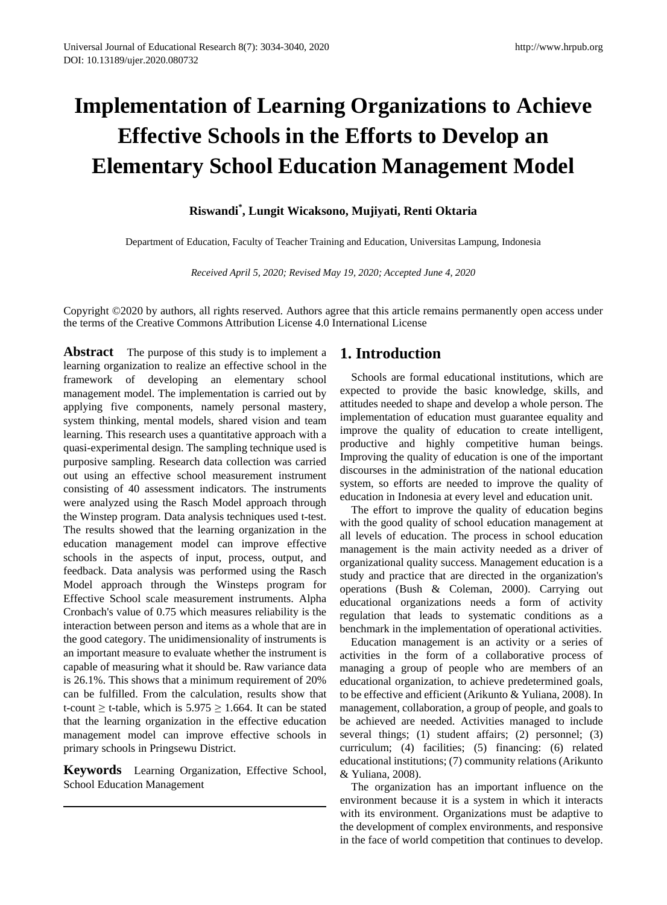# Implementation of Learning Organizations to Achieve Effective Schools in the Efforts to Develop an Elementary School Education Management Model

**Riswandi[*], Lungit Wicaksono, Mujiyati, Renti Oktaria**

Department of Education, Faculty of Teacher Training and Education, Universitas Lampung, Indonesia

*Received April 5, 2020; Revised May 19, 2020; Accepted June 4, 2020*

Copyright ©2020 by authors, all rights reserved. Authors agree that this article remains permanently open access under the terms of the Creative Commons Attribution License 4.0 International License

**Abstract** The purpose of this study is to implement a learning organization to realize an effective school in the framework of developing an elementary school management model. The implementation is carried out by applying five components, namely personal mastery, system thinking, mental models, shared vision and team learning. This research uses a quantitative approach with a quasi-experimental design. The sampling technique used is purposive sampling. Research data collection was carried out using an effective school measurement instrument consisting of 40 assessment indicators. The instruments were analyzed using the Rasch Model approach through the Winstep program. Data analysis techniques used t-test. The results showed that the learning organization in the education management model can improve effective schools in the aspects of input, process, output, and feedback. Data analysis was performed using the Rasch Model approach through the Winsteps program for Effective School scale measurement instruments. Alpha Cronbach's value of 0.75 which measures reliability is the interaction between person and items as a whole that are in the good category. The unidimensionality of instruments is an important measure to evaluate whether the instrument is capable of measuring what it should be. Raw variance data is 26.1%. This shows that a minimum requirement of 20% can be fulfilled. From the calculation, results show that t-count $\geq$ t-table, which is $5.975 \geq 1.664$. It can be stated that the learning organization in the effective education management model can improve effective schools in primary schools in Pringsewu District.

**Keywords** Learning Organization, Effective School, School Education Management

## 1. Introduction

Schools are formal educational institutions, which are expected to provide the basic knowledge, skills, and attitudes needed to shape and develop a whole person. The implementation of education must guarantee equality and improve the quality of education to create intelligent, productive and highly competitive human beings. Improving the quality of education is one of the important discourses in the administration of the national education system, so efforts are needed to improve the quality of education in Indonesia at every level and education unit.

The effort to improve the quality of education begins with the good quality of school education management at all levels of education. The process in school education management is the main activity needed as a driver of organizational quality success. Management education is a study and practice that are directed in the organization's operations (Bush & Coleman, 2000). Carrying out educational organizations needs a form of activity regulation that leads to systematic conditions as a benchmark in the implementation of operational activities.

Education management is an activity or a series of activities in the form of a collaborative process of managing a group of people who are members of an educational organization, to achieve predetermined goals, to be effective and efficient (Arikunto & Yuliana, 2008). In management, collaboration, a group of people, and goals to be achieved are needed. Activities managed to include several things; (1) student affairs; (2) personnel; (3) curriculum; (4) facilities; (5) financing: (6) related educational institutions; (7) community relations (Arikunto & Yuliana, 2008).

The organization has an important influence on the environment because it is a system in which it interacts with its environment. Organizations must be adaptive to the development of complex environments, and responsive in the face of world competition that continues to develop.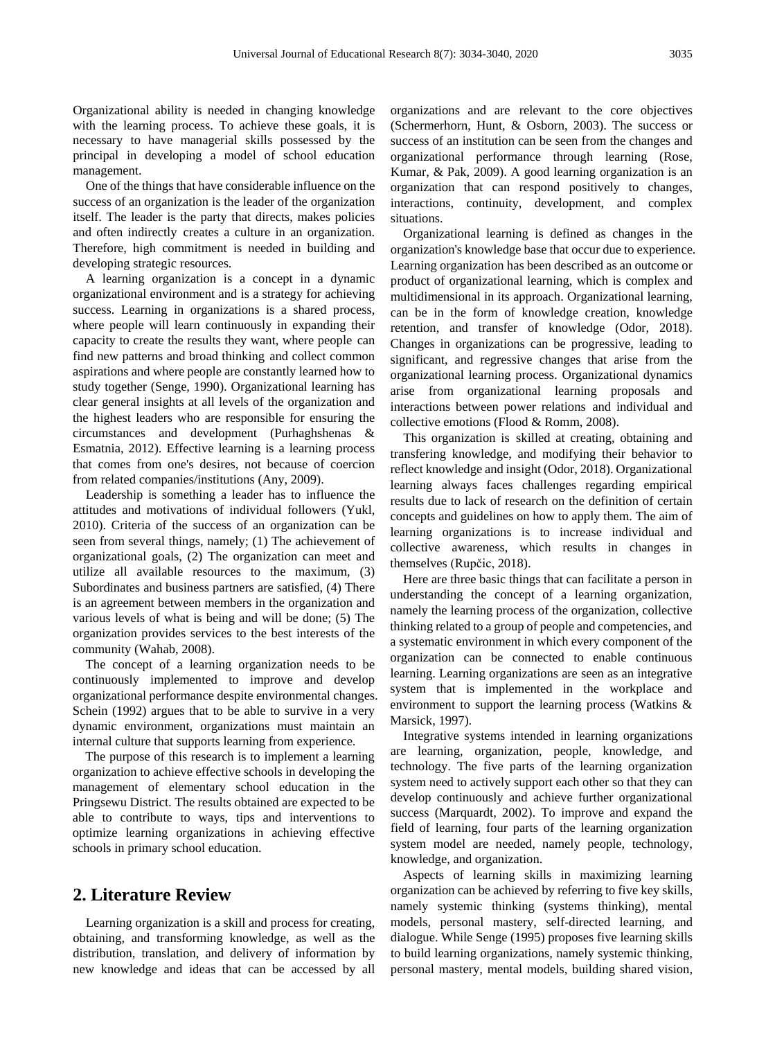Organizational ability is needed in changing knowledge with the learning process. To achieve these goals, it is necessary to have managerial skills possessed by the principal in developing a model of school education management.

One of the things that have considerable influence on the success of an organization is the leader of the organization itself. The leader is the party that directs, makes policies and often indirectly creates a culture in an organization. Therefore, high commitment is needed in building and developing strategic resources.

A learning organization is a concept in a dynamic organizational environment and is a strategy for achieving success. Learning in organizations is a shared process, where people will learn continuously in expanding their capacity to create the results they want, where people can find new patterns and broad thinking and collect common aspirations and where people are constantly learned how to study together (Senge, 1990). Organizational learning has clear general insights at all levels of the organization and the highest leaders who are responsible for ensuring the circumstances and development (Purhaghshenas & Esmatnia, 2012). Effective learning is a learning process that comes from one's desires, not because of coercion from related companies/institutions (Any, 2009).

Leadership is something a leader has to influence the attitudes and motivations of individual followers (Yukl, 2010). Criteria of the success of an organization can be seen from several things, namely; (1) The achievement of organizational goals, (2) The organization can meet and utilize all available resources to the maximum, (3) Subordinates and business partners are satisfied, (4) There is an agreement between members in the organization and various levels of what is being and will be done; (5) The organization provides services to the best interests of the community (Wahab, 2008).

The concept of a learning organization needs to be continuously implemented to improve and develop organizational performance despite environmental changes. Schein (1992) argues that to be able to survive in a very dynamic environment, organizations must maintain an internal culture that supports learning from experience.

The purpose of this research is to implement a learning organization to achieve effective schools in developing the management of elementary school education in the Pringsewu District. The results obtained are expected to be able to contribute to ways, tips and interventions to optimize learning organizations in achieving effective schools in primary school education.

## 2. Literature Review

Learning organization is a skill and process for creating, obtaining, and transforming knowledge, as well as the distribution, translation, and delivery of information by new knowledge and ideas that can be accessed by all organizations and are relevant to the core objectives (Schermerhorn, Hunt, & Osborn, 2003). The success or success of an institution can be seen from the changes and organizational performance through learning (Rose, Kumar, & Pak, 2009). A good learning organization is an organization that can respond positively to changes, interactions, continuity, development, and complex situations.

Organizational learning is defined as changes in the organization's knowledge base that occur due to experience. Learning organization has been described as an outcome or product of organizational learning, which is complex and multidimensional in its approach. Organizational learning, can be in the form of knowledge creation, knowledge retention, and transfer of knowledge (Odor, 2018). Changes in organizations can be progressive, leading to significant, and regressive changes that arise from the organizational learning process. Organizational dynamics arise from organizational learning proposals and interactions between power relations and individual and collective emotions (Flood & Romm, 2008).

This organization is skilled at creating, obtaining and transfering knowledge, and modifying their behavior to reflect knowledge and insight (Odor, 2018). Organizational learning always faces challenges regarding empirical results due to lack of research on the definition of certain concepts and guidelines on how to apply them. The aim of learning organizations is to increase individual and collective awareness, which results in changes in themselves (Rupčic, 2018).

Here are three basic things that can facilitate a person in understanding the concept of a learning organization, namely the learning process of the organization, collective thinking related to a group of people and competencies, and a systematic environment in which every component of the organization can be connected to enable continuous learning. Learning organizations are seen as an integrative system that is implemented in the workplace and environment to support the learning process (Watkins & Marsick, 1997).

Integrative systems intended in learning organizations are learning, organization, people, knowledge, and technology. The five parts of the learning organization system need to actively support each other so that they can develop continuously and achieve further organizational success (Marquardt, 2002). To improve and expand the field of learning, four parts of the learning organization system model are needed, namely people, technology, knowledge, and organization.

Aspects of learning skills in maximizing learning organization can be achieved by referring to five key skills, namely systemic thinking (systems thinking), mental models, personal mastery, self-directed learning, and dialogue. While Senge (1995) proposes five learning skills to build learning organizations, namely systemic thinking, personal mastery, mental models, building shared vision,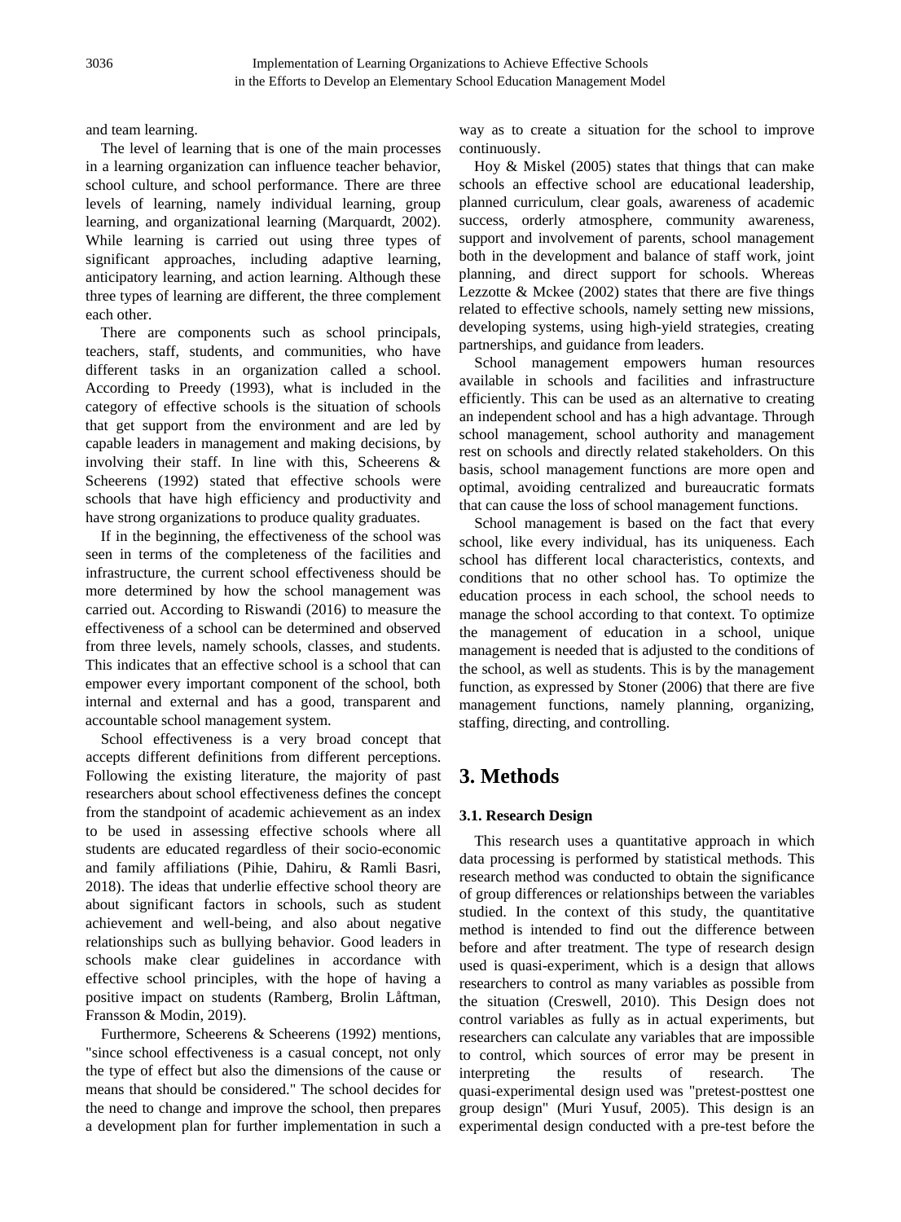and team learning.

The level of learning that is one of the main processes in a learning organization can influence teacher behavior, school culture, and school performance. There are three levels of learning, namely individual learning, group learning, and organizational learning (Marquardt, 2002). While learning is carried out using three types of significant approaches, including adaptive learning, anticipatory learning, and action learning. Although these three types of learning are different, the three complement each other.

There are components such as school principals, teachers, staff, students, and communities, who have different tasks in an organization called a school. According to Preedy (1993), what is included in the category of effective schools is the situation of schools that get support from the environment and are led by capable leaders in management and making decisions, by involving their staff. In line with this, Scheerens & Scheerens (1992) stated that effective schools were schools that have high efficiency and productivity and have strong organizations to produce quality graduates.

If in the beginning, the effectiveness of the school was seen in terms of the completeness of the facilities and infrastructure, the current school effectiveness should be more determined by how the school management was carried out. According to Riswandi (2016) to measure the effectiveness of a school can be determined and observed from three levels, namely schools, classes, and students. This indicates that an effective school is a school that can empower every important component of the school, both internal and external and has a good, transparent and accountable school management system.

School effectiveness is a very broad concept that accepts different definitions from different perceptions. Following the existing literature, the majority of past researchers about school effectiveness defines the concept from the standpoint of academic achievement as an index to be used in assessing effective schools where all students are educated regardless of their socio-economic and family affiliations (Pihie, Dahiru, & Ramli Basri, 2018). The ideas that underlie effective school theory are about significant factors in schools, such as student achievement and well-being, and also about negative relationships such as bullying behavior. Good leaders in schools make clear guidelines in accordance with effective school principles, with the hope of having a positive impact on students (Ramberg, Brolin Låftman, Fransson & Modin, 2019).

Furthermore, Scheerens & Scheerens (1992) mentions, "since school effectiveness is a casual concept, not only the type of effect but also the dimensions of the cause or means that should be considered." The school decides for the need to change and improve the school, then prepares a development plan for further implementation in such a way as to create a situation for the school to improve continuously.

Hoy & Miskel (2005) states that things that can make schools an effective school are educational leadership, planned curriculum, clear goals, awareness of academic success, orderly atmosphere, community awareness, support and involvement of parents, school management both in the development and balance of staff work, joint planning, and direct support for schools. Whereas Lezzotte & Mckee (2002) states that there are five things related to effective schools, namely setting new missions, developing systems, using high-yield strategies, creating partnerships, and guidance from leaders.

School management empowers human resources available in schools and facilities and infrastructure efficiently. This can be used as an alternative to creating an independent school and has a high advantage. Through school management, school authority and management rest on schools and directly related stakeholders. On this basis, school management functions are more open and optimal, avoiding centralized and bureaucratic formats that can cause the loss of school management functions.

School management is based on the fact that every school, like every individual, has its uniqueness. Each school has different local characteristics, contexts, and conditions that no other school has. To optimize the education process in each school, the school needs to manage the school according to that context. To optimize the management of education in a school, unique management is needed that is adjusted to the conditions of the school, as well as students. This is by the management function, as expressed by Stoner (2006) that there are five management functions, namely planning, organizing, staffing, directing, and controlling.

# 3. Methods

### 3.1. Research Design

This research uses a quantitative approach in which data processing is performed by statistical methods. This research method was conducted to obtain the significance of group differences or relationships between the variables studied. In the context of this study, the quantitative method is intended to find out the difference between before and after treatment. The type of research design used is quasi-experiment, which is a design that allows researchers to control as many variables as possible from the situation (Creswell, 2010). This Design does not control variables as fully as in actual experiments, but researchers can calculate any variables that are impossible to control, which sources of error may be present in interpreting the results of research. The quasi-experimental design used was "pretest-posttest one group design" (Muri Yusuf, 2005). This design is an experimental design conducted with a pre-test before the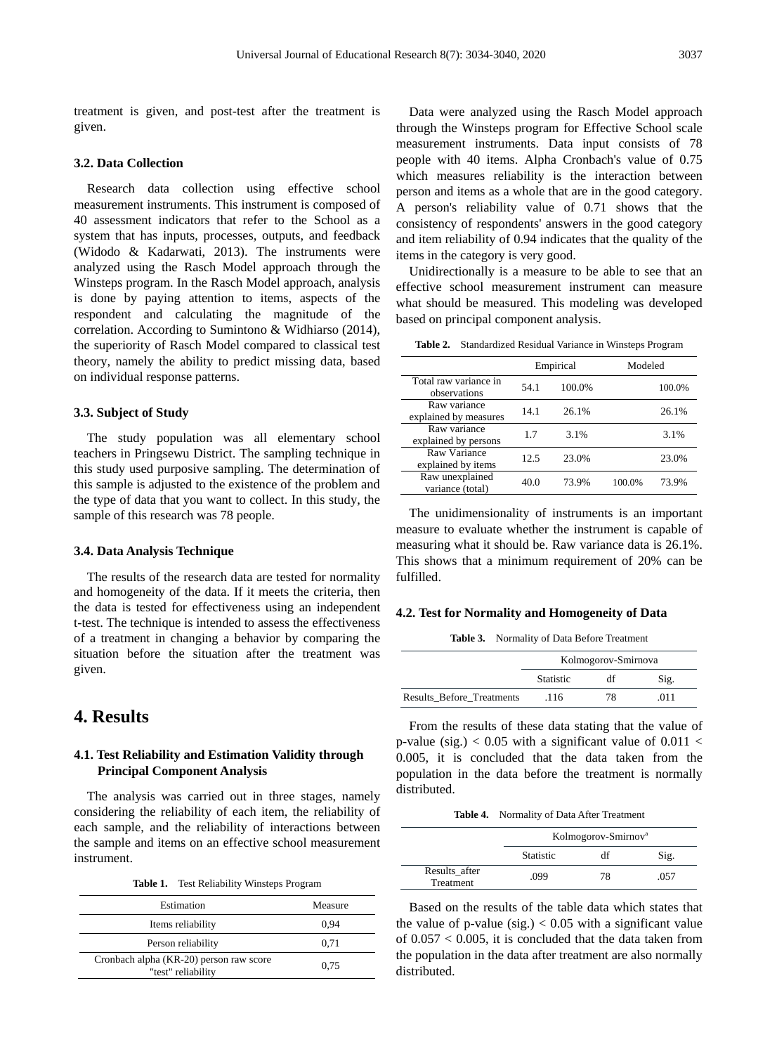treatment is given, and post-test after the treatment is given.

### 3.2. Data Collection

Research data collection using effective school measurement instruments. This instrument is composed of 40 assessment indicators that refer to the School as a system that has inputs, processes, outputs, and feedback (Widodo & Kadarwati, 2013). The instruments were analyzed using the Rasch Model approach through the Winsteps program. In the Rasch Model approach, analysis is done by paying attention to items, aspects of the respondent and calculating the magnitude of the correlation. According to Sumintono & Widhiarso (2014), the superiority of Rasch Model compared to classical test theory, namely the ability to predict missing data, based on individual response patterns.

### 3.3. Subject of Study

The study population was all elementary school teachers in Pringsewu District. The sampling technique in this study used purposive sampling. The determination of this sample is adjusted to the existence of the problem and the type of data that you want to collect. In this study, the sample of this research was 78 people.

### 3.4. Data Analysis Technique

The results of the research data are tested for normality and homogeneity of the data. If it meets the criteria, then the data is tested for effectiveness using an independent t-test. The technique is intended to assess the effectiveness of a treatment in changing a behavior by comparing the situation before the situation after the treatment was given.

## 4. Results

### 4.1. Test Reliability and Estimation Validity through Principal Component Analysis

The analysis was carried out in three stages, namely considering the reliability of each item, the reliability of each sample, and the reliability of interactions between the sample and items on an effective school measurement instrument.

**Table 1.** Test Reliability Winsteps Program

| Estimation | Measure |
|---|---|
| Items reliability | 0,94 |
| Person reliability | 0,71 |
| Cronbach alpha (KR-20) person raw score "test" reliability | 0,75 |

Data were analyzed using the Rasch Model approach through the Winsteps program for Effective School scale measurement instruments. Data input consists of 78 people with 40 items. Alpha Cronbach's value of 0.75 which measures reliability is the interaction between person and items as a whole that are in the good category. A person's reliability value of 0.71 shows that the consistency of respondents' answers in the good category and item reliability of 0.94 indicates that the quality of the items in the category is very good.

Unidirectionally is a measure to be able to see that an effective school measurement instrument can measure what should be measured. This modeling was developed based on principal component analysis.

**Table 2.** Standardized Residual Variance in Winsteps Program

| | Empirical | | Modeled | |
|---|---|---|---|---|
| Total raw variance in observations | 54.1 | 100.0% | | 100.0% |
| Raw variance explained by measures | 14.1 | 26.1% | | 26.1% |
| Raw variance explained by persons | 1.7 | 3.1% | | 3.1% |
| Raw Variance explained by items | 12.5 | 23.0% | | 23.0% |
| Raw unexplained variance (total) | 40.0 | 73.9% | 100.0% | 73.9% |

The unidimensionality of instruments is an important measure to evaluate whether the instrument is capable of measuring what it should be. Raw variance data is 26.1%. This shows that a minimum requirement of 20% can be fulfilled.

### 4.2. Test for Normality and Homogeneity of Data

**Table 3.** Normality of Data Before Treatment

| | Kolmogorov-Smirnova | | |
|---|---|---|---|
| | Statistic | df | Sig. |
| Results_Before_Treatments | .116 | 78 | .011 |

From the results of these data stating that the value of p-value (sig.) $< 0.05$ with a significant value of $0.011 < 0.005$, it is concluded that the data taken from the population in the data before the treatment is normally distributed.

**Table 4.** Normality of Data After Treatment

| | Kolmogorov-Smirnov[a] | | |
|---|---|---|---|
| | Statistic | df | Sig. |
| Results_after Treatment | .099 | 78 | .057 |

Based on the results of the table data which states that the value of p-value (sig.) $< 0.05$ with a significant value of $0.057 < 0.005$, it is concluded that the data taken from the population in the data after treatment are also normally distributed.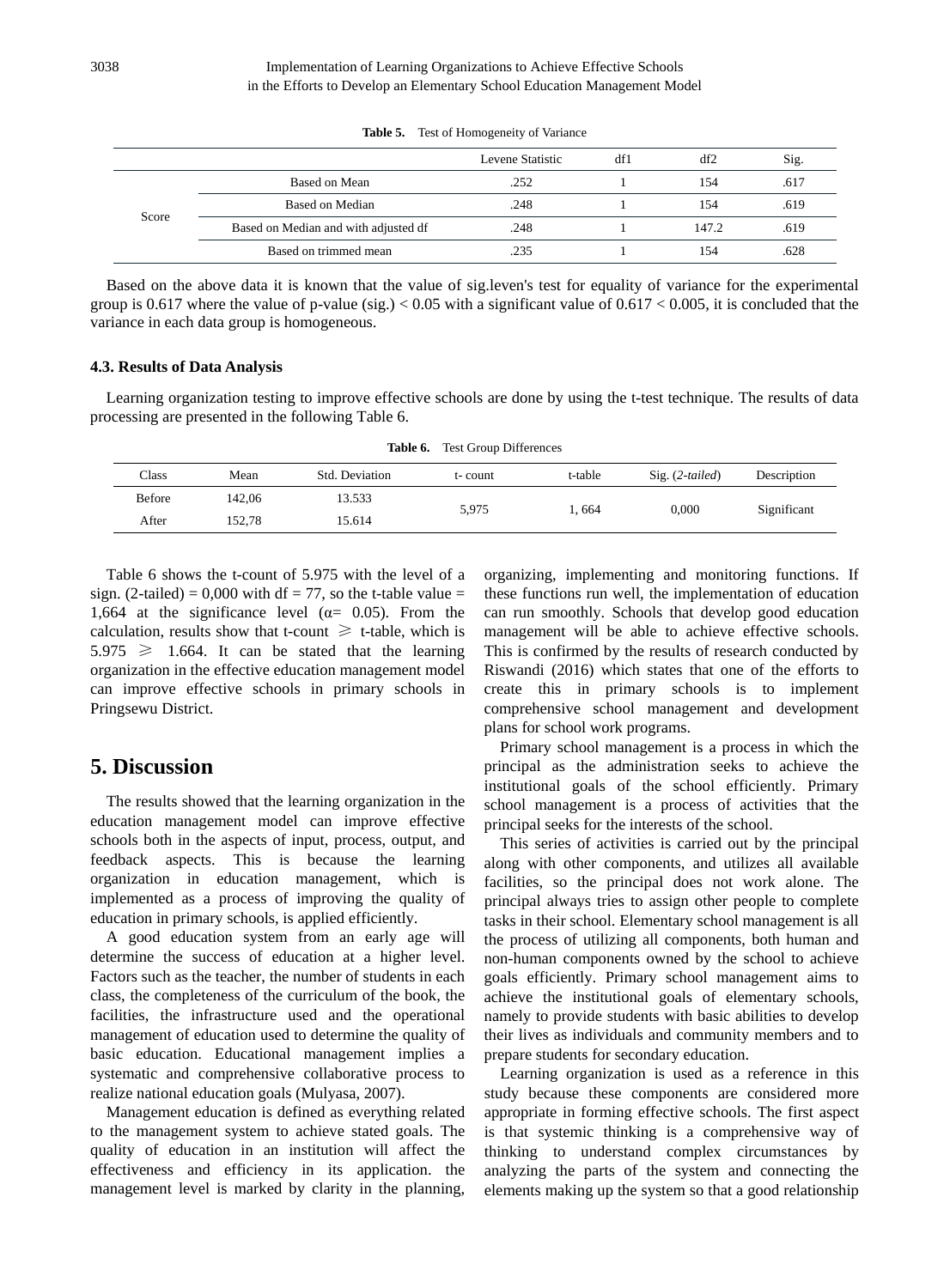**Table 5.** Test of Homogeneity of Variance

| | | Levene Statistic | df1 | df2 | Sig. |
|---|---|---|---|---|---|
| Score | Based on Mean | .252 | 1 | 154 | .617 |
| | Based on Median | .248 | 1 | 154 | .619 |
| | Based on Median and with adjusted df | .248 | 1 | 147.2 | .619 |
| | Based on trimmed mean | .235 | 1 | 154 | .628 |

Based on the above data it is known that the value of sig.leven's test for equality of variance for the experimental group is 0.617 where the value of p-value (sig.) < 0.05 with a significant value of 0.617 < 0.005, it is concluded that the variance in each data group is homogeneous.

### 4.3. Results of Data Analysis

Learning organization testing to improve effective schools are done by using the t-test technique. The results of data processing are presented in the following Table 6.

**Table 6.** Test Group Differences

| Class | Mean | Std. Deviation | t- count | t-table | Sig. (*2-tailed*) | Description |
|---|---|---|---|---|---|---|
| Before | 142,06 | 13.533 | 5,975 | 1, 664 | 0,000 | Significant |
| After | 152,78 | 15.614 | | | | |

Table 6 shows the t-count of 5.975 with the level of a sign. (2-tailed) = 0,000 with df = 77, so the t-table value = 1,664 at the significance level (α= 0.05). From the calculation, results show that t-count ⩾ t-table, which is 5.975 ⩾ 1.664. It can be stated that the learning organization in the effective education management model can improve effective schools in primary schools in Pringsewu District.

## 5. Discussion

The results showed that the learning organization in the education management model can improve effective schools both in the aspects of input, process, output, and feedback aspects. This is because the learning organization in education management, which is implemented as a process of improving the quality of education in primary schools, is applied efficiently.

A good education system from an early age will determine the success of education at a higher level. Factors such as the teacher, the number of students in each class, the completeness of the curriculum of the book, the facilities, the infrastructure used and the operational management of education used to determine the quality of basic education. Educational management implies a systematic and comprehensive collaborative process to realize national education goals (Mulyasa, 2007).

Management education is defined as everything related to the management system to achieve stated goals. The quality of education in an institution will affect the effectiveness and efficiency in its application. the management level is marked by clarity in the planning, organizing, implementing and monitoring functions. If these functions run well, the implementation of education can run smoothly. Schools that develop good education management will be able to achieve effective schools. This is confirmed by the results of research conducted by Riswandi (2016) which states that one of the efforts to create this in primary schools is to implement comprehensive school management and development plans for school work programs.

Primary school management is a process in which the principal as the administration seeks to achieve the institutional goals of the school efficiently. Primary school management is a process of activities that the principal seeks for the interests of the school.

This series of activities is carried out by the principal along with other components, and utilizes all available facilities, so the principal does not work alone. The principal always tries to assign other people to complete tasks in their school. Elementary school management is all the process of utilizing all components, both human and non-human components owned by the school to achieve goals efficiently. Primary school management aims to achieve the institutional goals of elementary schools, namely to provide students with basic abilities to develop their lives as individuals and community members and to prepare students for secondary education.

Learning organization is used as a reference in this study because these components are considered more appropriate in forming effective schools. The first aspect is that systemic thinking is a comprehensive way of thinking to understand complex circumstances by analyzing the parts of the system and connecting the elements making up the system so that a good relationship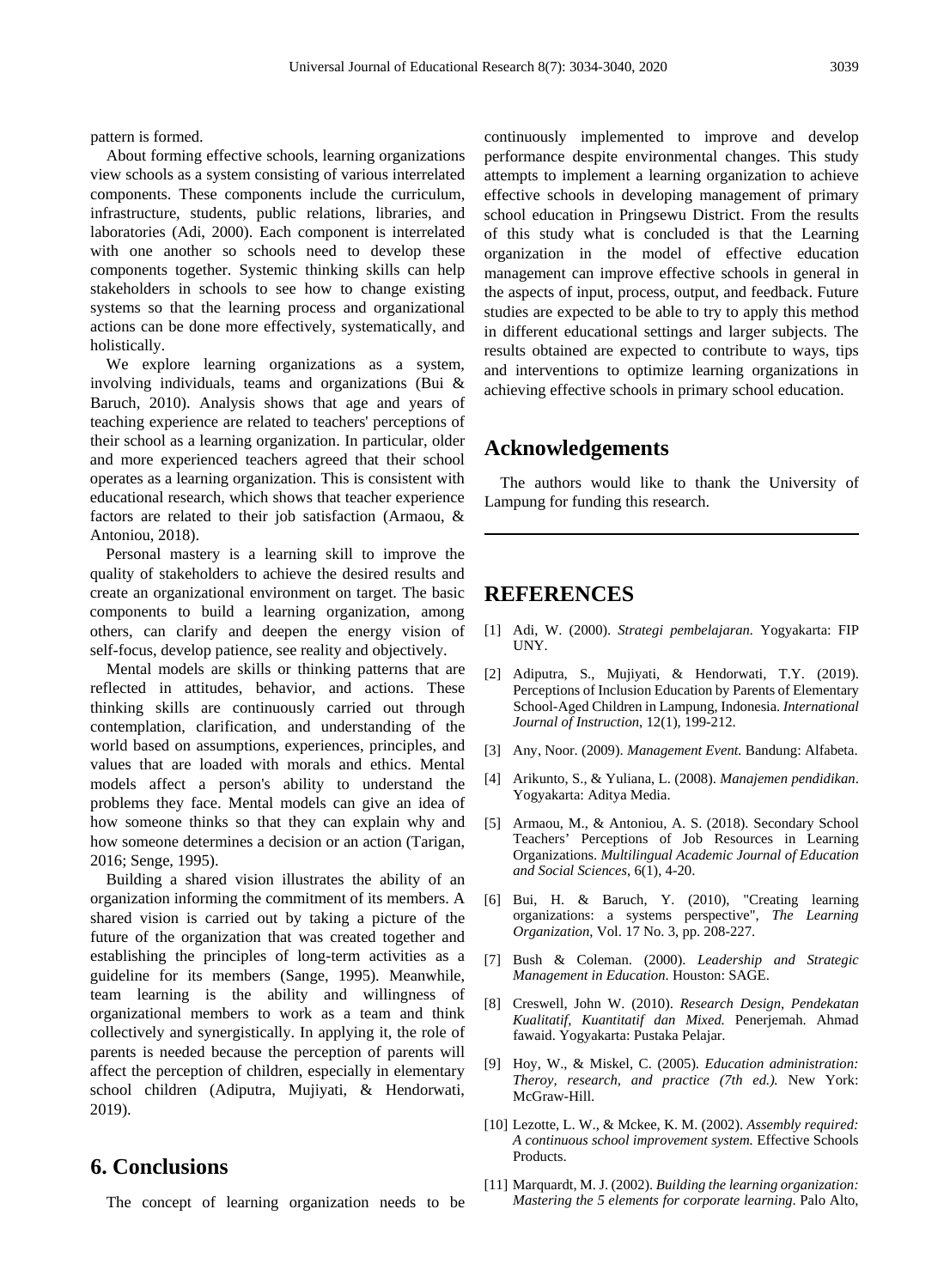pattern is formed.

About forming effective schools, learning organizations view schools as a system consisting of various interrelated components. These components include the curriculum, infrastructure, students, public relations, libraries, and laboratories (Adi, 2000). Each component is interrelated with one another so schools need to develop these components together. Systemic thinking skills can help stakeholders in schools to see how to change existing systems so that the learning process and organizational actions can be done more effectively, systematically, and holistically.

We explore learning organizations as a system, involving individuals, teams and organizations (Bui & Baruch, 2010). Analysis shows that age and years of teaching experience are related to teachers' perceptions of their school as a learning organization. In particular, older and more experienced teachers agreed that their school operates as a learning organization. This is consistent with educational research, which shows that teacher experience factors are related to their job satisfaction (Armaou, & Antoniou, 2018).

Personal mastery is a learning skill to improve the quality of stakeholders to achieve the desired results and create an organizational environment on target. The basic components to build a learning organization, among others, can clarify and deepen the energy vision of self-focus, develop patience, see reality and objectively.

Mental models are skills or thinking patterns that are reflected in attitudes, behavior, and actions. These thinking skills are continuously carried out through contemplation, clarification, and understanding of the world based on assumptions, experiences, principles, and values that are loaded with morals and ethics. Mental models affect a person's ability to understand the problems they face. Mental models can give an idea of how someone thinks so that they can explain why and how someone determines a decision or an action (Tarigan, 2016; Senge, 1995).

Building a shared vision illustrates the ability of an organization informing the commitment of its members. A shared vision is carried out by taking a picture of the future of the organization that was created together and establishing the principles of long-term activities as a guideline for its members (Sange, 1995). Meanwhile, team learning is the ability and willingness of organizational members to work as a team and think collectively and synergistically. In applying it, the role of parents is needed because the perception of parents will affect the perception of children, especially in elementary school children (Adiputra, Mujiyati, & Hendorwati, 2019).

## 6. Conclusions

The concept of learning organization needs to be continuously implemented to improve and develop performance despite environmental changes. This study attempts to implement a learning organization to achieve effective schools in developing management of primary school education in Pringsewu District. From the results of this study what is concluded is that the Learning organization in the model of effective education management can improve effective schools in general in the aspects of input, process, output, and feedback. Future studies are expected to be able to try to apply this method in different educational settings and larger subjects. The results obtained are expected to contribute to ways, tips and interventions to optimize learning organizations in achieving effective schools in primary school education.

## Acknowledgements

The authors would like to thank the University of Lampung for funding this research.

## REFERENCES

[1] Adi, W. (2000). *Strategi pembelajaran.* Yogyakarta: FIP UNY.

[2] Adiputra, S., Mujiyati, & Hendorwati, T.Y. (2019). Perceptions of Inclusion Education by Parents of Elementary School-Aged Children in Lampung, Indonesia. *International Journal of Instruction*, 12(1), 199-212.

[3] Any, Noor. (2009). *Management Event.* Bandung: Alfabeta.

[4] Arikunto, S., & Yuliana, L. (2008). *Manajemen pendidikan*. Yogyakarta: Aditya Media.

[5] Armaou, M., & Antoniou, A. S. (2018). Secondary School Teachers' Perceptions of Job Resources in Learning Organizations. *Multilingual Academic Journal of Education and Social Sciences*, 6(1), 4-20.

[6] Bui, H. & Baruch, Y. (2010), "Creating learning organizations: a systems perspective", *The Learning Organization*, Vol. 17 No. 3, pp. 208-227.

[7] Bush & Coleman. (2000). *Leadership and Strategic Management in Education*. Houston: SAGE.

[8] Creswell, John W. (2010). *Research Design, Pendekatan Kualitatif, Kuantitatif dan Mixed.* Penerjemah. Ahmad fawaid. Yogyakarta: Pustaka Pelajar.

[9] Hoy, W., & Miskel, C. (2005). *Education administration: Theroy, research, and practice (7th ed.).* New York: McGraw-Hill.

[10] Lezotte, L. W., & Mckee, K. M. (2002). *Assembly required: A continuous school improvement system.* Effective Schools Products.

[11] Marquardt, M. J. (2002). *Building the learning organization: Mastering the 5 elements for corporate learning.* Palo Alto,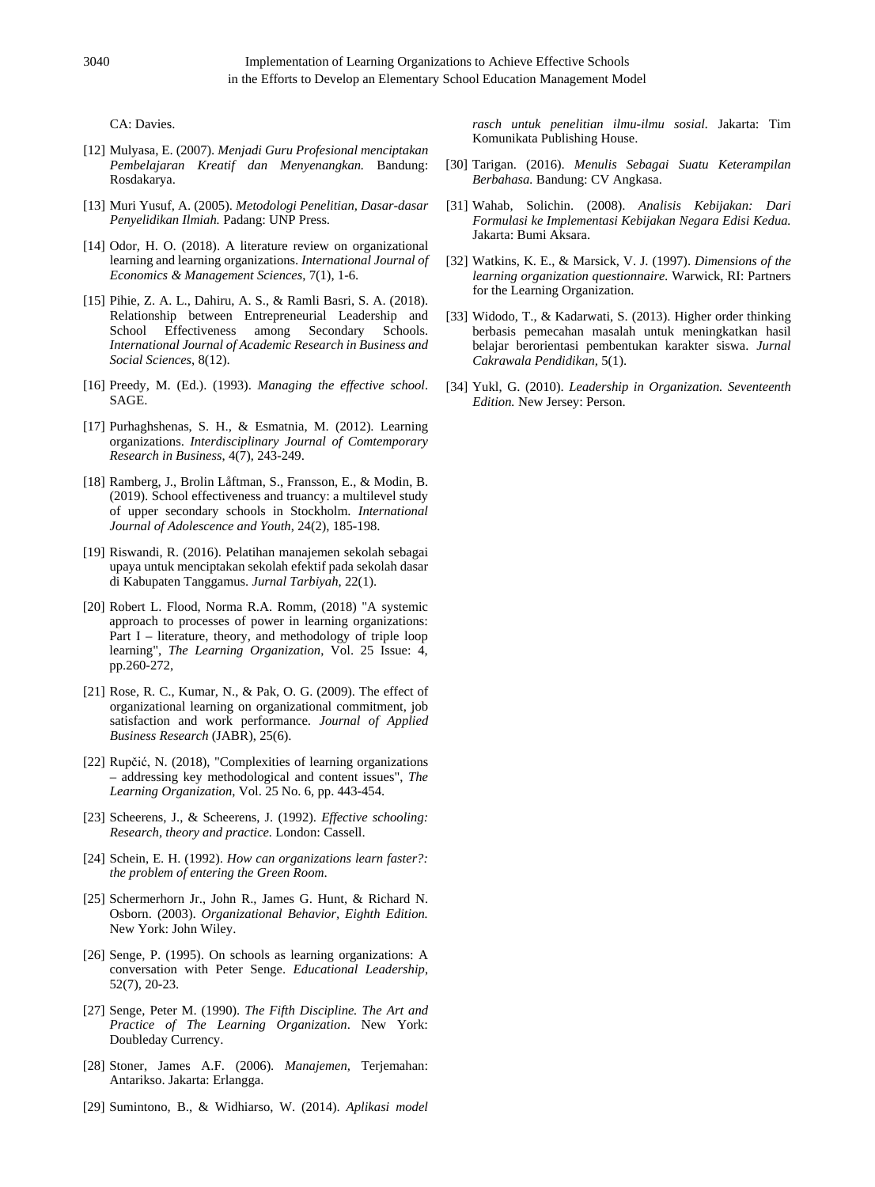CA: Davies.

[12] Mulyasa, E. (2007). *Menjadi Guru Profesional menciptakan Pembelajaran Kreatif dan Menyenangkan.* Bandung: Rosdakarya.

[13] Muri Yusuf, A. (2005). *Metodologi Penelitian, Dasar-dasar Penyelidikan Ilmiah.* Padang: UNP Press.

[14] Odor, H. O. (2018). A literature review on organizational learning and learning organizations. *International Journal of Economics & Management Sciences*, 7(1), 1-6.

[15] Pihie, Z. A. L., Dahiru, A. S., & Ramli Basri, S. A. (2018). Relationship between Entrepreneurial Leadership and School Effectiveness among Secondary Schools. *International Journal of Academic Research in Business and Social Sciences*, 8(12).

[16] Preedy, M. (Ed.). (1993). *Managing the effective school*. SAGE.

[17] Purhaghshenas, S. H., & Esmatnia, M. (2012). Learning organizations. *Interdisciplinary Journal of Comtemporary Research in Business*, 4(7), 243-249.

[18] Ramberg, J., Brolin Låftman, S., Fransson, E., & Modin, B. (2019). School effectiveness and truancy: a multilevel study of upper secondary schools in Stockholm. *International Journal of Adolescence and Youth*, 24(2), 185-198.

[19] Riswandi, R. (2016). Pelatihan manajemen sekolah sebagai upaya untuk menciptakan sekolah efektif pada sekolah dasar di Kabupaten Tanggamus. *Jurnal Tarbiyah*, 22(1).

[20] Robert L. Flood, Norma R.A. Romm, (2018) "A systemic approach to processes of power in learning organizations: Part I – literature, theory, and methodology of triple loop learning", *The Learning Organization*, Vol. 25 Issue: 4, pp.260-272,

[21] Rose, R. C., Kumar, N., & Pak, O. G. (2009). The effect of organizational learning on organizational commitment, job satisfaction and work performance. *Journal of Applied Business Research* (JABR), 25(6).

[22] Rupčić, N. (2018), "Complexities of learning organizations – addressing key methodological and content issues", *The Learning Organization*, Vol. 25 No. 6, pp. 443-454.

[23] Scheerens, J., & Scheerens, J. (1992). *Effective schooling: Research, theory and practice.* London: Cassell.

[24] Schein, E. H. (1992). *How can organizations learn faster?: the problem of entering the Green Room*.

[25] Schermerhorn Jr., John R., James G. Hunt, & Richard N. Osborn. (2003). *Organizational Behavior, Eighth Edition.* New York: John Wiley.

[26] Senge, P. (1995). On schools as learning organizations: A conversation with Peter Senge. *Educational Leadership*, 52(7), 20-23.

[27] Senge, Peter M. (1990). *The Fifth Discipline. The Art and Practice of The Learning Organization*. New York: Doubleday Currency.

[28] Stoner, James A.F. (2006). *Manajemen,* Terjemahan: Antarikso. Jakarta: Erlangga.

[29] Sumintono, B., & Widhiarso, W. (2014). *Aplikasi model rasch untuk penelitian ilmu-ilmu sosial.* Jakarta: Tim Komunikata Publishing House.

[30] Tarigan. (2016). *Menulis Sebagai Suatu Keterampilan Berbahasa.* Bandung: CV Angkasa.

[31] Wahab, Solichin. (2008). *Analisis Kebijakan: Dari Formulasi ke Implementasi Kebijakan Negara Edisi Kedua.* Jakarta: Bumi Aksara.

[32] Watkins, K. E., & Marsick, V. J. (1997). *Dimensions of the learning organization questionnaire.* Warwick, RI: Partners for the Learning Organization.

[33] Widodo, T., & Kadarwati, S. (2013). Higher order thinking berbasis pemecahan masalah untuk meningkatkan hasil belajar berorientasi pembentukan karakter siswa. *Jurnal Cakrawala Pendidikan*, 5(1).

[34] Yukl, G. (2010). *Leadership in Organization. Seventeenth Edition.* New Jersey: Person.